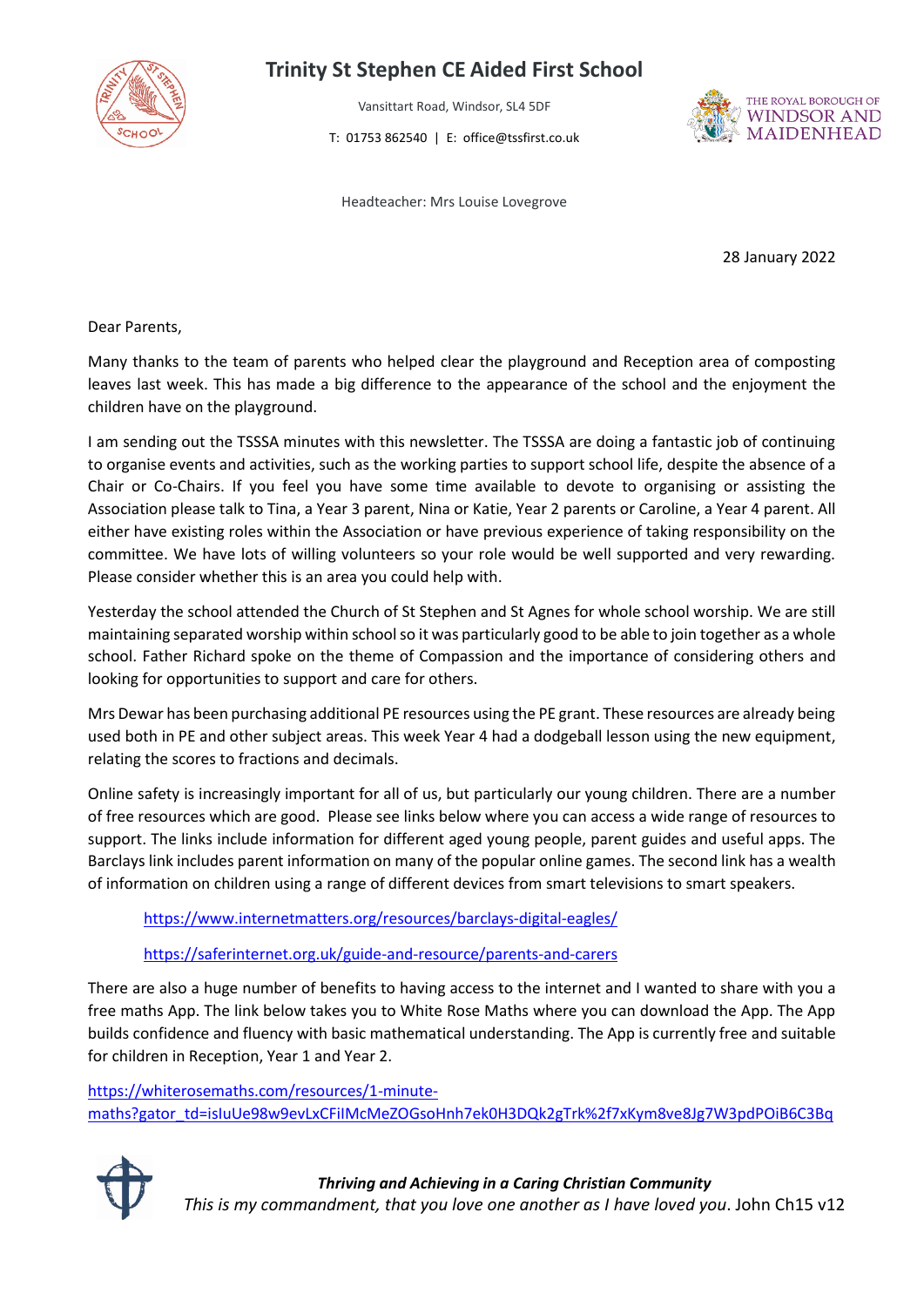# Trinity St Stephen CE Aided First School

Vansittart Road, Windsor, SL4 5DF

T: 01753 862540 | E: office@tssfirst.co.uk

THE ROYAL BOROUGH OF WINDSOR AND MAIDENHEAD

Headteacher: Mrs Louise Lovegrove

28 January 2022

Dear Parents,

Many thanks to the team of parents who helped clear the playground and Reception area of composting leaves last week. This has made a big difference to the appearance of the school and the enjoyment the children have on the playground.

I am sending out the TSSSA minutes with this newsletter. The TSSSA are doing a fantastic job of continuing to organise events and activities, such as the working parties to support school life, despite the absence of a Chair or Co-Chairs. If you feel you have some time available to devote to organising or assisting the Association please talk to Tina, a Year 3 parent, Nina or Katie, Year 2 parents or Caroline, a Year 4 parent. All either have existing roles within the Association or have previous experience of taking responsibility on the committee. We have lots of willing volunteers so your role would be well supported and very rewarding. Please consider whether this is an area you could help with.

Yesterday the school attended the Church of St Stephen and St Agnes for whole school worship. We are still maintaining separated worship within school so it was particularly good to be able to join together as a whole school. Father Richard spoke on the theme of Compassion and the importance of considering others and looking for opportunities to support and care for others.

Mrs Dewar has been purchasing additional PE resources using the PE grant. These resources are already being used both in PE and other subject areas. This week Year 4 had a dodgeball lesson using the new equipment, relating the scores to fractions and decimals.

Online safety is increasingly important for all of us, but particularly our young children. There are a number of free resources which are good. Please see links below where you can access a wide range of resources to support. The links include information for different aged young people, parent guides and useful apps. The Barclays link includes parent information on many of the popular online games. The second link has a wealth of information on children using a range of different devices from smart televisions to smart speakers.

https://www.internetmatters.org/resources/barclays-digital-eagles/

https://saferinternet.org.uk/guide-and-resource/parents-and-carers

There are also a huge number of benefits to having access to the internet and I wanted to share with you a free maths App. The link below takes you to White Rose Maths where you can download the App. The App builds confidence and fluency with basic mathematical understanding. The App is currently free and suitable for children in Reception, Year 1 and Year 2.

https://whiterosemaths.com/resources/1-minute-maths?gator_td=isIuUe98w9evLxCFiIMcMeZOGsoHnh7ek0H3DQk2gTrk%2f7xKym8ve8Jg7W3pdPOiB6C3Bq

***Thriving and Achieving in a Caring Christian Community***

*This is my commandment, that you love one another as I have loved you*. John Ch15 v12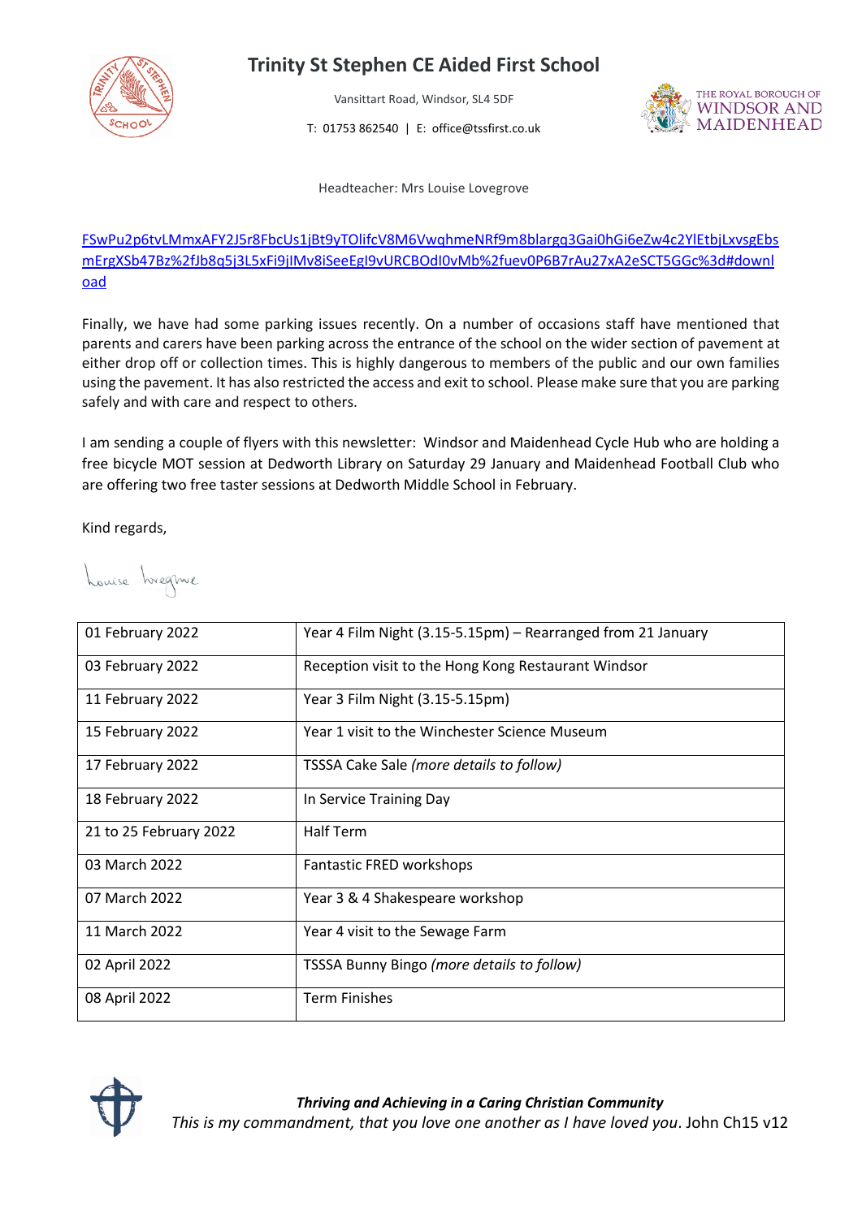# Trinity St Stephen CE Aided First School

Vansittart Road, Windsor, SL4 5DF

T: 01753 862540 | E: office@tssfirst.co.uk

Headteacher: Mrs Louise Lovegrove

FSwPu2p6tvLMmxAFY2J5r8FbcUs1jBt9yTOlifcV8M6VwqhmeNRf9m8blargq3Gai0hGi6eZw4c2YlEtbjLxvsgEbsmErgXSb47Bz%2fJb8q5j3L5xFi9jIMv8iSeeEgI9vURCBOdl0vMb%2fuev0P6B7rAu27xA2eSCT5GGc%3d#download

Finally, we have had some parking issues recently. On a number of occasions staff have mentioned that parents and carers have been parking across the entrance of the school on the wider section of pavement at either drop off or collection times. This is highly dangerous to members of the public and our own families using the pavement. It has also restricted the access and exit to school. Please make sure that you are parking safely and with care and respect to others.

I am sending a couple of flyers with this newsletter: Windsor and Maidenhead Cycle Hub who are holding a free bicycle MOT session at Dedworth Library on Saturday 29 January and Maidenhead Football Club who are offering two free taster sessions at Dedworth Middle School in February.

Kind regards,

Louise Lovegrove

| | |
|---|---|
| 01 February 2022 | Year 4 Film Night (3.15-5.15pm) – Rearranged from 21 January |
| 03 February 2022 | Reception visit to the Hong Kong Restaurant Windsor |
| 11 February 2022 | Year 3 Film Night (3.15-5.15pm) |
| 15 February 2022 | Year 1 visit to the Winchester Science Museum |
| 17 February 2022 | TSSSA Cake Sale *(more details to follow)* |
| 18 February 2022 | In Service Training Day |
| 21 to 25 February 2022 | Half Term |
| 03 March 2022 | Fantastic FRED workshops |
| 07 March 2022 | Year 3 & 4 Shakespeare workshop |
| 11 March 2022 | Year 4 visit to the Sewage Farm |
| 02 April 2022 | TSSSA Bunny Bingo *(more details to follow)* |
| 08 April 2022 | Term Finishes |

***Thriving and Achieving in a Caring Christian Community***

*This is my commandment, that you love one another as I have loved you*. John Ch15 v12